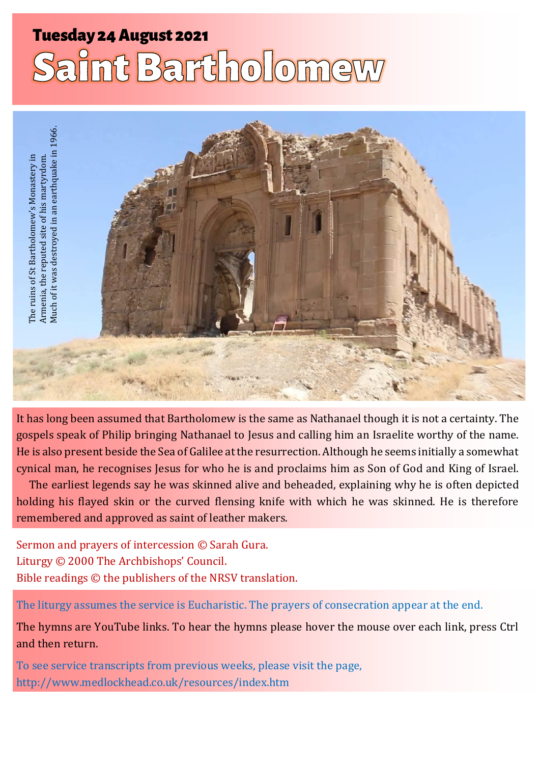# Tuesday 24 August 2021

# Saint Bartholomew

The ruins of St Bartholomew's Monastery in Armenia, the reputed site of his martyrdom. Much of it was destroyed in an earthquake in 1966.

It has long been assumed that Bartholomew is the same as Nathanael though it is not a certainty. The gospels speak of Philip bringing Nathanael to Jesus and calling him an Israelite worthy of the name. He is also present beside the Sea of Galilee at the resurrection. Although he seems initially a somewhat cynical man, he recognises Jesus for who he is and proclaims him as Son of God and King of Israel.

The earliest legends say he was skinned alive and beheaded, explaining why he is often depicted holding his flayed skin or the curved flensing knife with which he was skinned. He is therefore remembered and approved as saint of leather makers.

Sermon and prayers of intercession © Sarah Gura.
Liturgy © 2000 The Archbishops' Council.
Bible readings © the publishers of the NRSV translation.

The liturgy assumes the service is Eucharistic. The prayers of consecration appear at the end.

The hymns are YouTube links. To hear the hymns please hover the mouse over each link, press Ctrl and then return.

To see service transcripts from previous weeks, please visit the page, http://www.medlockhead.co.uk/resources/index.htm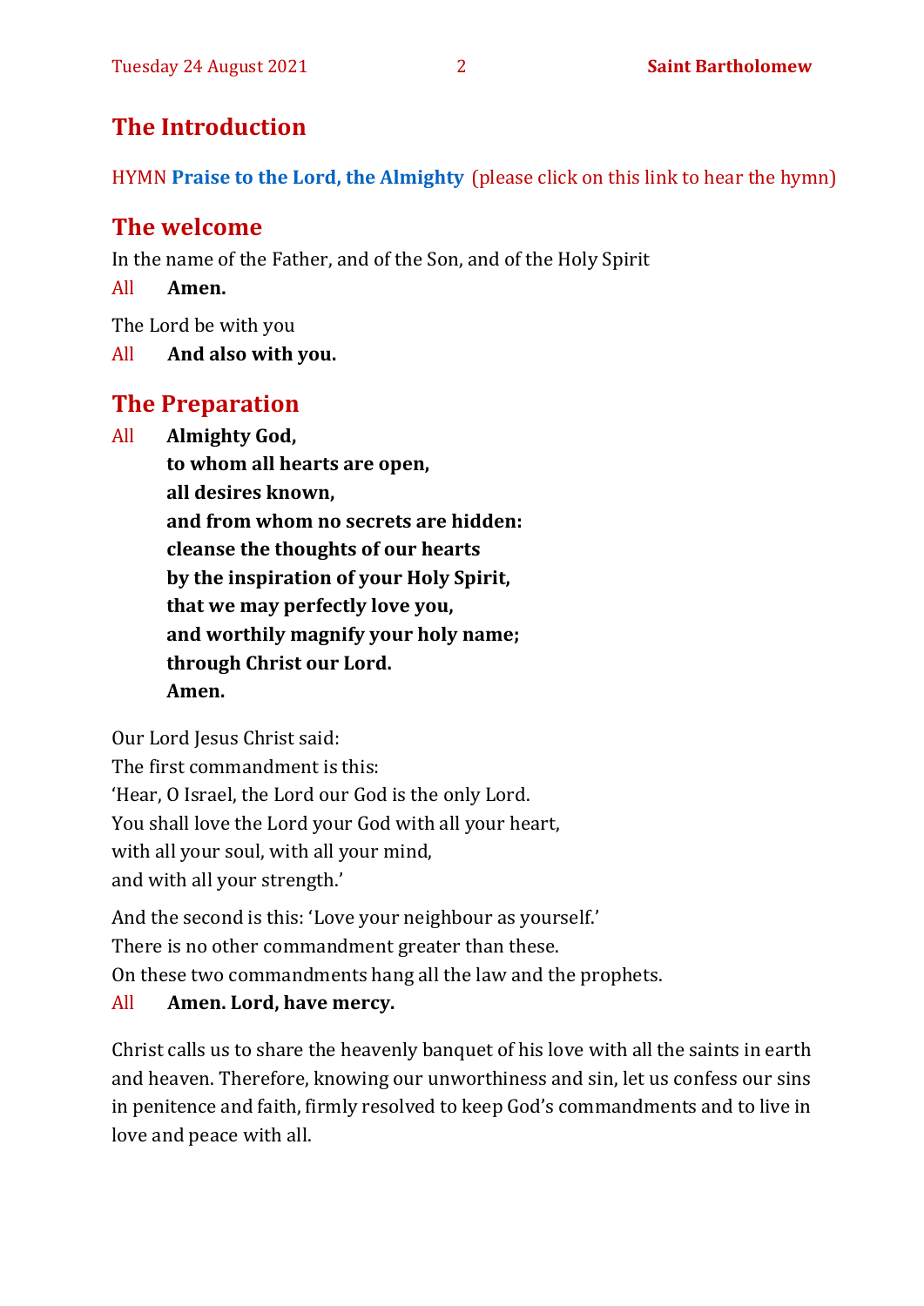## The Introduction

HYMN **Praise to the Lord, the Almighty** (please click on this link to hear the hymn)

## The welcome

In the name of the Father, and of the Son, and of the Holy Spirit

All **Amen.**

The Lord be with you

All **And also with you.**

## The Preparation

All **Almighty God,**
**to whom all hearts are open,**
**all desires known,**
**and from whom no secrets are hidden:**
**cleanse the thoughts of our hearts**
**by the inspiration of your Holy Spirit,**
**that we may perfectly love you,**
**and worthily magnify your holy name;**
**through Christ our Lord.**
**Amen.**

Our Lord Jesus Christ said:
The first commandment is this:
'Hear, O Israel, the Lord our God is the only Lord.
You shall love the Lord your God with all your heart,
with all your soul, with all your mind,
and with all your strength.'

And the second is this: 'Love your neighbour as yourself.'
There is no other commandment greater than these.
On these two commandments hang all the law and the prophets.

All **Amen. Lord, have mercy.**

Christ calls us to share the heavenly banquet of his love with all the saints in earth and heaven. Therefore, knowing our unworthiness and sin, let us confess our sins in penitence and faith, firmly resolved to keep God's commandments and to live in love and peace with all.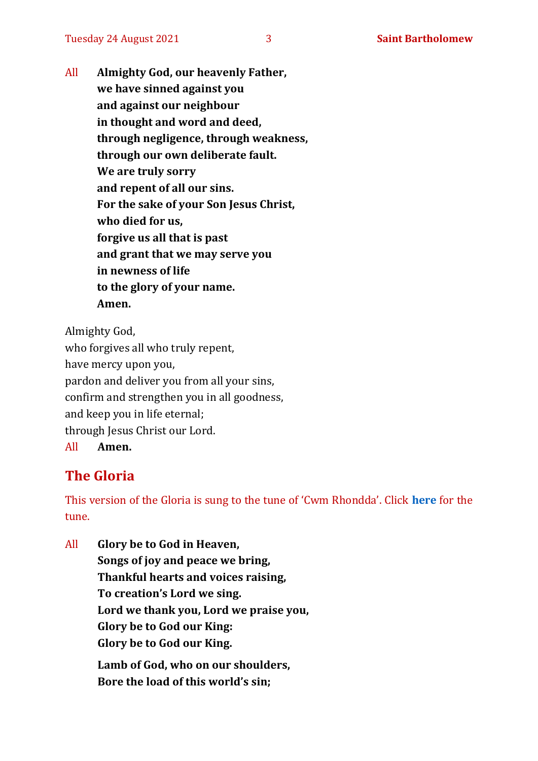All **Almighty God, our heavenly Father,**
**we have sinned against you**
**and against our neighbour**
**in thought and word and deed,**
**through negligence, through weakness,**
**through our own deliberate fault.**
**We are truly sorry**
**and repent of all our sins.**
**For the sake of your Son Jesus Christ,**
**who died for us,**
**forgive us all that is past**
**and grant that we may serve you**
**in newness of life**
**to the glory of your name.**
**Amen.**

Almighty God,
who forgives all who truly repent,
have mercy upon you,
pardon and deliver you from all your sins,
confirm and strengthen you in all goodness,
and keep you in life eternal;
through Jesus Christ our Lord.
All **Amen.**

## The Gloria

This version of the Gloria is sung to the tune of 'Cwm Rhondda'. Click **here** for the tune.

All **Glory be to God in Heaven,**
**Songs of joy and peace we bring,**
**Thankful hearts and voices raising,**
**To creation's Lord we sing.**
**Lord we thank you, Lord we praise you,**
**Glory be to God our King:**
**Glory be to God our King.**

**Lamb of God, who on our shoulders,**
**Bore the load of this world's sin;**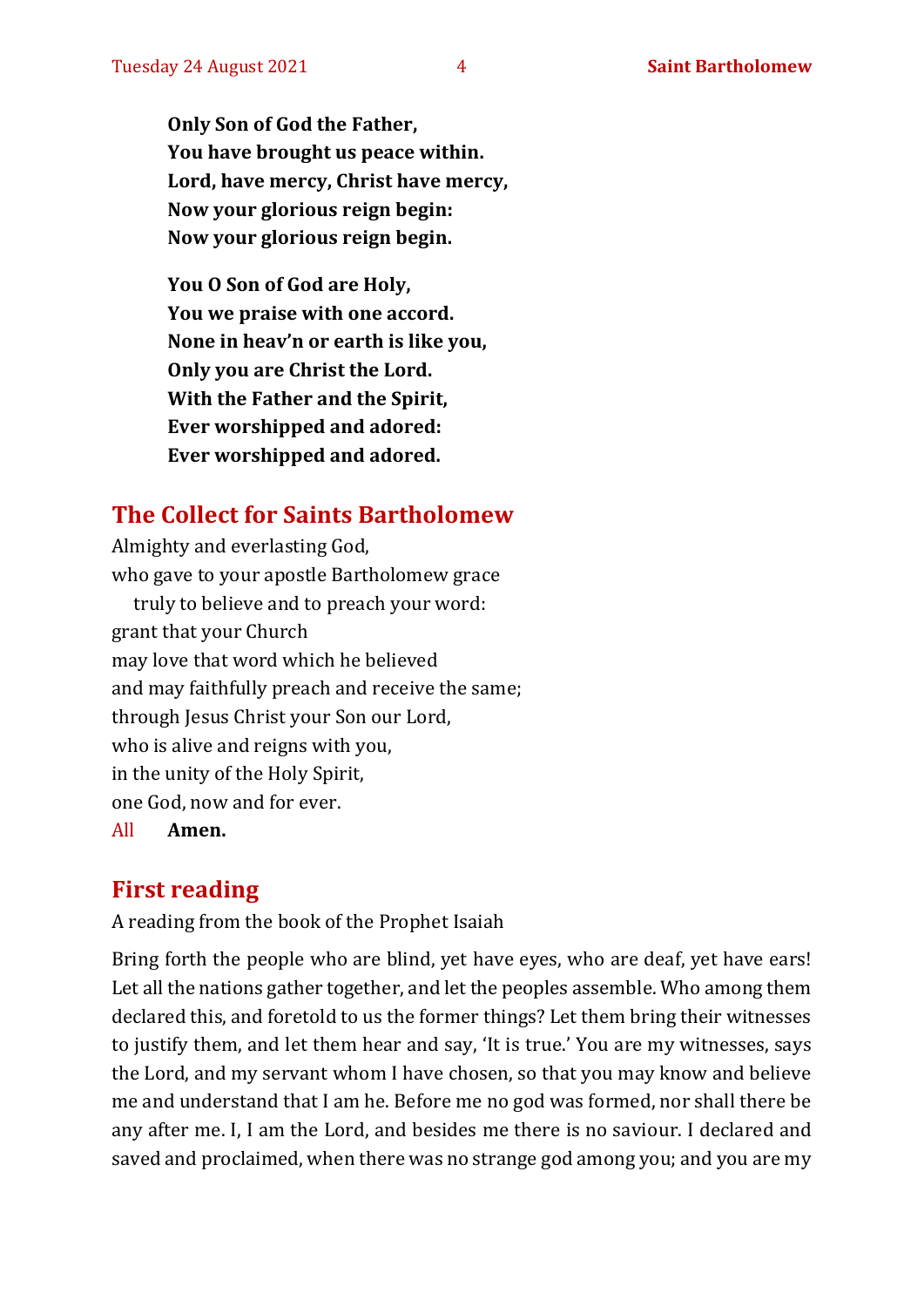**Only Son of God the Father,**
**You have brought us peace within.**
**Lord, have mercy, Christ have mercy,**
**Now your glorious reign begin:**
**Now your glorious reign begin.**

**You O Son of God are Holy,**
**You we praise with one accord.**
**None in heav'n or earth is like you,**
**Only you are Christ the Lord.**
**With the Father and the Spirit,**
**Ever worshipped and adored:**
**Ever worshipped and adored.**

## The Collect for Saints Bartholomew

Almighty and everlasting God,
who gave to your apostle Bartholomew grace
truly to believe and to preach your word:
grant that your Church
may love that word which he believed
and may faithfully preach and receive the same;
through Jesus Christ your Son our Lord,
who is alive and reigns with you,
in the unity of the Holy Spirit,
one God, now and for ever.

All **Amen.**

## First reading

A reading from the book of the Prophet Isaiah

Bring forth the people who are blind, yet have eyes, who are deaf, yet have ears! Let all the nations gather together, and let the peoples assemble. Who among them declared this, and foretold to us the former things? Let them bring their witnesses to justify them, and let them hear and say, 'It is true.' You are my witnesses, says the Lord, and my servant whom I have chosen, so that you may know and believe me and understand that I am he. Before me no god was formed, nor shall there be any after me. I, I am the Lord, and besides me there is no saviour. I declared and saved and proclaimed, when there was no strange god among you; and you are my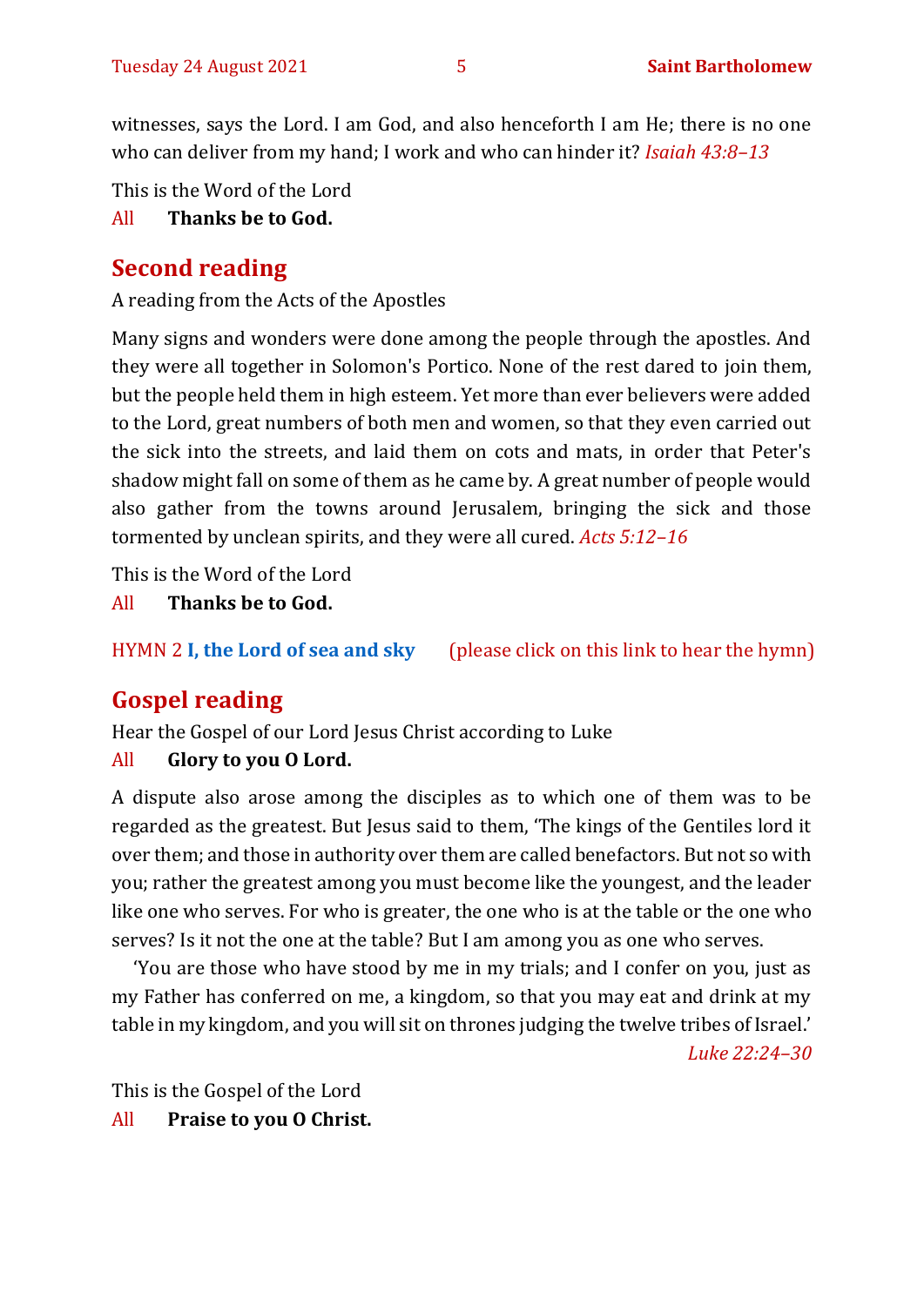witnesses, says the Lord. I am God, and also henceforth I am He; there is no one who can deliver from my hand; I work and who can hinder it? *Isaiah 43:8–13*

This is the Word of the Lord

All **Thanks be to God.**

## Second reading

A reading from the Acts of the Apostles

Many signs and wonders were done among the people through the apostles. And they were all together in Solomon's Portico. None of the rest dared to join them, but the people held them in high esteem. Yet more than ever believers were added to the Lord, great numbers of both men and women, so that they even carried out the sick into the streets, and laid them on cots and mats, in order that Peter's shadow might fall on some of them as he came by. A great number of people would also gather from the towns around Jerusalem, bringing the sick and those tormented by unclean spirits, and they were all cured. *Acts 5:12–16*

This is the Word of the Lord

All **Thanks be to God.**

HYMN 2 **I, the Lord of sea and sky** (please click on this link to hear the hymn)

## Gospel reading

Hear the Gospel of our Lord Jesus Christ according to Luke

All **Glory to you O Lord.**

A dispute also arose among the disciples as to which one of them was to be regarded as the greatest. But Jesus said to them, 'The kings of the Gentiles lord it over them; and those in authority over them are called benefactors. But not so with you; rather the greatest among you must become like the youngest, and the leader like one who serves. For who is greater, the one who is at the table or the one who serves? Is it not the one at the table? But I am among you as one who serves.

'You are those who have stood by me in my trials; and I confer on you, just as my Father has conferred on me, a kingdom, so that you may eat and drink at my table in my kingdom, and you will sit on thrones judging the twelve tribes of Israel.' *Luke 22:24–30*

This is the Gospel of the Lord

All **Praise to you O Christ.**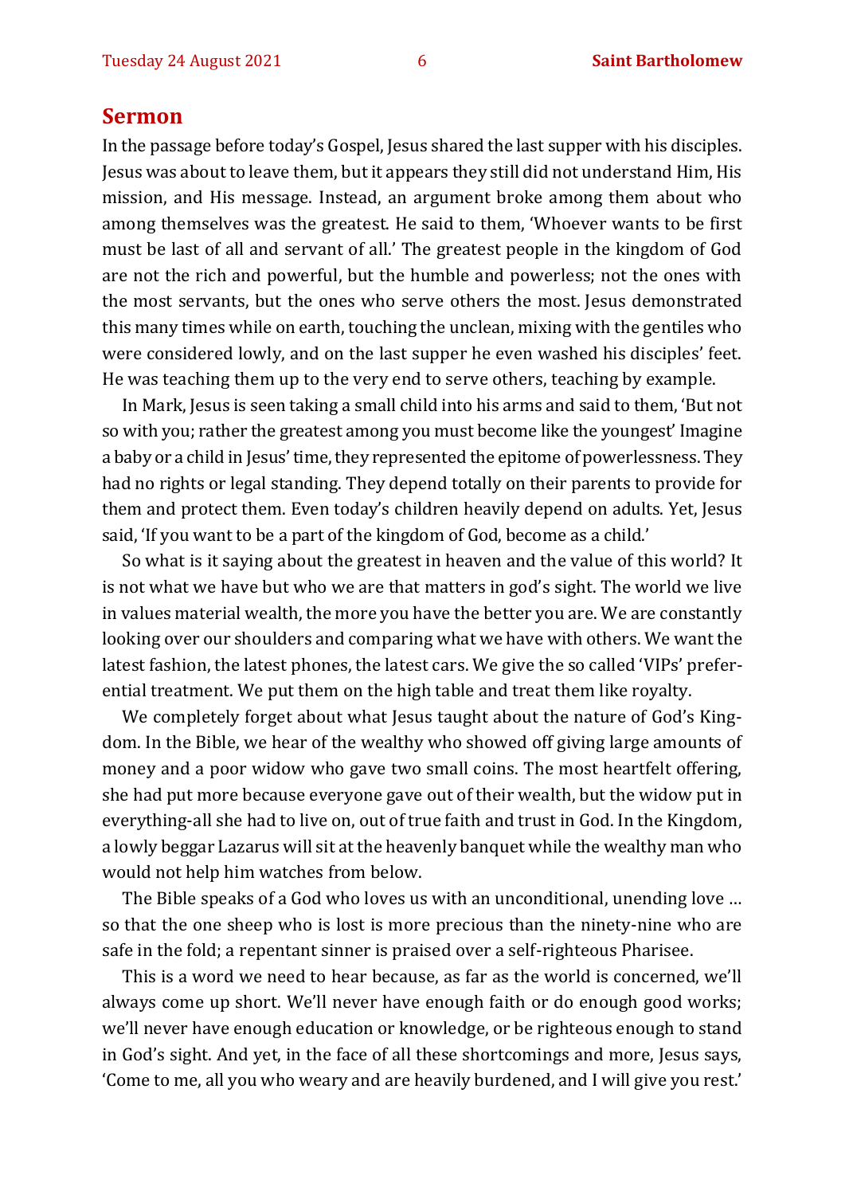## Sermon

In the passage before today's Gospel, Jesus shared the last supper with his disciples. Jesus was about to leave them, but it appears they still did not understand Him, His mission, and His message. Instead, an argument broke among them about who among themselves was the greatest. He said to them, 'Whoever wants to be first must be last of all and servant of all.' The greatest people in the kingdom of God are not the rich and powerful, but the humble and powerless; not the ones with the most servants, but the ones who serve others the most. Jesus demonstrated this many times while on earth, touching the unclean, mixing with the gentiles who were considered lowly, and on the last supper he even washed his disciples' feet. He was teaching them up to the very end to serve others, teaching by example.

In Mark, Jesus is seen taking a small child into his arms and said to them, 'But not so with you; rather the greatest among you must become like the youngest' Imagine a baby or a child in Jesus' time, they represented the epitome of powerlessness. They had no rights or legal standing. They depend totally on their parents to provide for them and protect them. Even today's children heavily depend on adults. Yet, Jesus said, 'If you want to be a part of the kingdom of God, become as a child.'

So what is it saying about the greatest in heaven and the value of this world? It is not what we have but who we are that matters in god's sight. The world we live in values material wealth, the more you have the better you are. We are constantly looking over our shoulders and comparing what we have with others. We want the latest fashion, the latest phones, the latest cars. We give the so called 'VIPs' preferential treatment. We put them on the high table and treat them like royalty.

We completely forget about what Jesus taught about the nature of God's Kingdom. In the Bible, we hear of the wealthy who showed off giving large amounts of money and a poor widow who gave two small coins. The most heartfelt offering, she had put more because everyone gave out of their wealth, but the widow put in everything-all she had to live on, out of true faith and trust in God. In the Kingdom, a lowly beggar Lazarus will sit at the heavenly banquet while the wealthy man who would not help him watches from below.

The Bible speaks of a God who loves us with an unconditional, unending love … so that the one sheep who is lost is more precious than the ninety-nine who are safe in the fold; a repentant sinner is praised over a self-righteous Pharisee.

This is a word we need to hear because, as far as the world is concerned, we'll always come up short. We'll never have enough faith or do enough good works; we'll never have enough education or knowledge, or be righteous enough to stand in God's sight. And yet, in the face of all these shortcomings and more, Jesus says, 'Come to me, all you who weary and are heavily burdened, and I will give you rest.'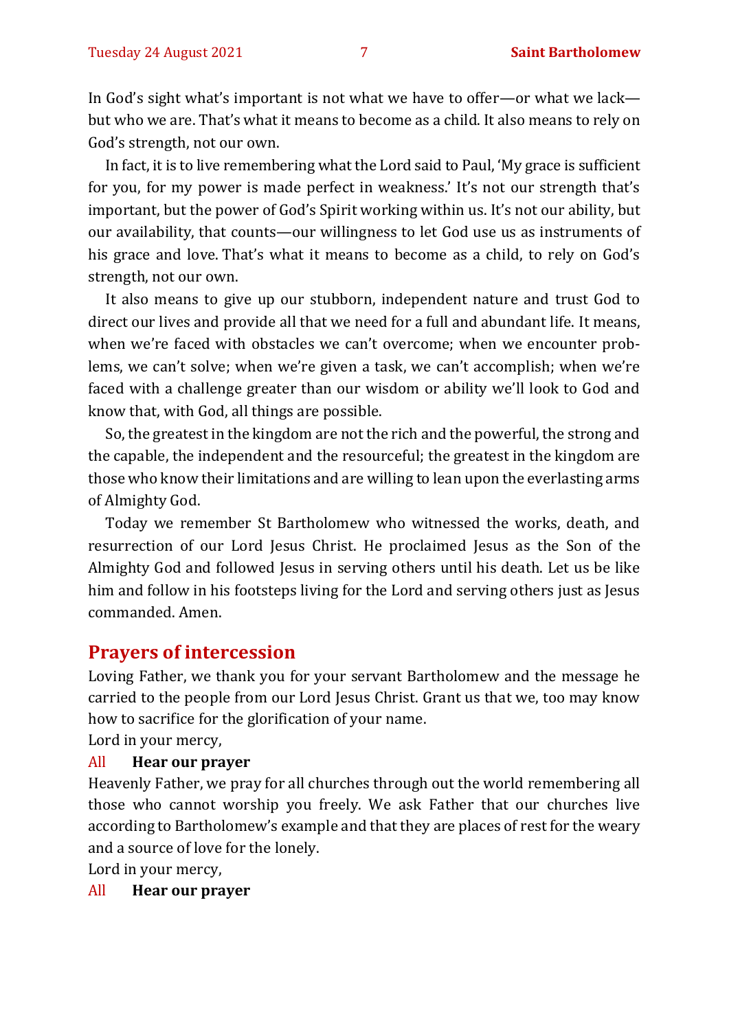In God's sight what's important is not what we have to offer—or what we lack—but who we are. That's what it means to become as a child. It also means to rely on God's strength, not our own.

In fact, it is to live remembering what the Lord said to Paul, 'My grace is sufficient for you, for my power is made perfect in weakness.' It's not our strength that's important, but the power of God's Spirit working within us. It's not our ability, but our availability, that counts—our willingness to let God use us as instruments of his grace and love. That's what it means to become as a child, to rely on God's strength, not our own.

It also means to give up our stubborn, independent nature and trust God to direct our lives and provide all that we need for a full and abundant life. It means, when we're faced with obstacles we can't overcome; when we encounter problems, we can't solve; when we're given a task, we can't accomplish; when we're faced with a challenge greater than our wisdom or ability we'll look to God and know that, with God, all things are possible.

So, the greatest in the kingdom are not the rich and the powerful, the strong and the capable, the independent and the resourceful; the greatest in the kingdom are those who know their limitations and are willing to lean upon the everlasting arms of Almighty God.

Today we remember St Bartholomew who witnessed the works, death, and resurrection of our Lord Jesus Christ. He proclaimed Jesus as the Son of the Almighty God and followed Jesus in serving others until his death. Let us be like him and follow in his footsteps living for the Lord and serving others just as Jesus commanded. Amen.

## Prayers of intercession

Loving Father, we thank you for your servant Bartholomew and the message he carried to the people from our Lord Jesus Christ. Grant us that we, too may know how to sacrifice for the glorification of your name.
Lord in your mercy,

All **Hear our prayer**

Heavenly Father, we pray for all churches through out the world remembering all those who cannot worship you freely. We ask Father that our churches live according to Bartholomew's example and that they are places of rest for the weary and a source of love for the lonely.
Lord in your mercy,

All **Hear our prayer**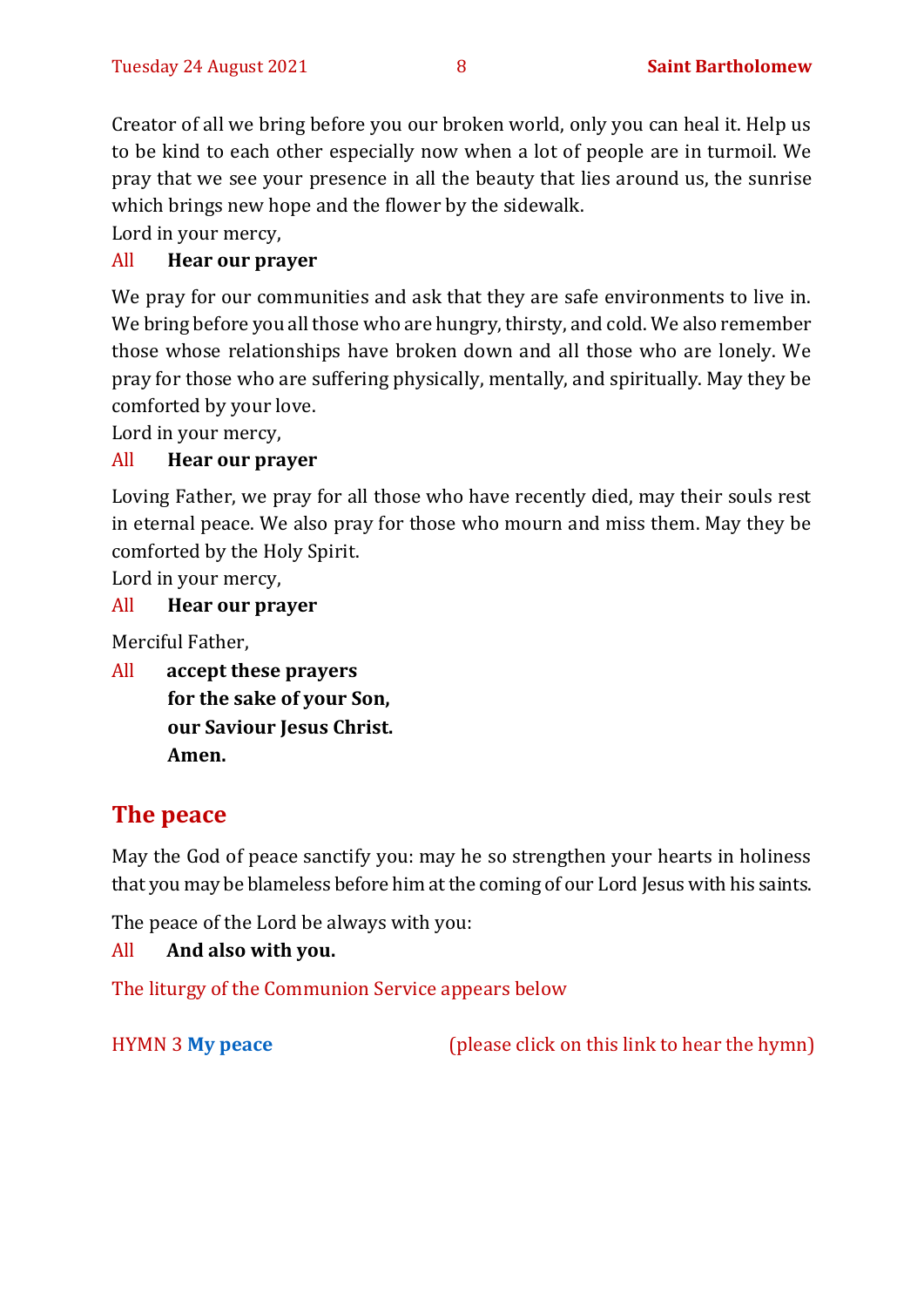Creator of all we bring before you our broken world, only you can heal it. Help us to be kind to each other especially now when a lot of people are in turmoil. We pray that we see your presence in all the beauty that lies around us, the sunrise which brings new hope and the flower by the sidewalk.

Lord in your mercy,

All **Hear our prayer**

We pray for our communities and ask that they are safe environments to live in. We bring before you all those who are hungry, thirsty, and cold. We also remember those whose relationships have broken down and all those who are lonely. We pray for those who are suffering physically, mentally, and spiritually. May they be comforted by your love.

Lord in your mercy,

All **Hear our prayer**

Loving Father, we pray for all those who have recently died, may their souls rest in eternal peace. We also pray for those who mourn and miss them. May they be comforted by the Holy Spirit.

Lord in your mercy,

All **Hear our prayer**

Merciful Father,

All **accept these prayers**
**for the sake of your Son,**
**our Saviour Jesus Christ.**
**Amen.**

## The peace

May the God of peace sanctify you: may he so strengthen your hearts in holiness that you may be blameless before him at the coming of our Lord Jesus with his saints.

The peace of the Lord be always with you:

All **And also with you.**

The liturgy of the Communion Service appears below

HYMN 3 **My peace** (please click on this link to hear the hymn)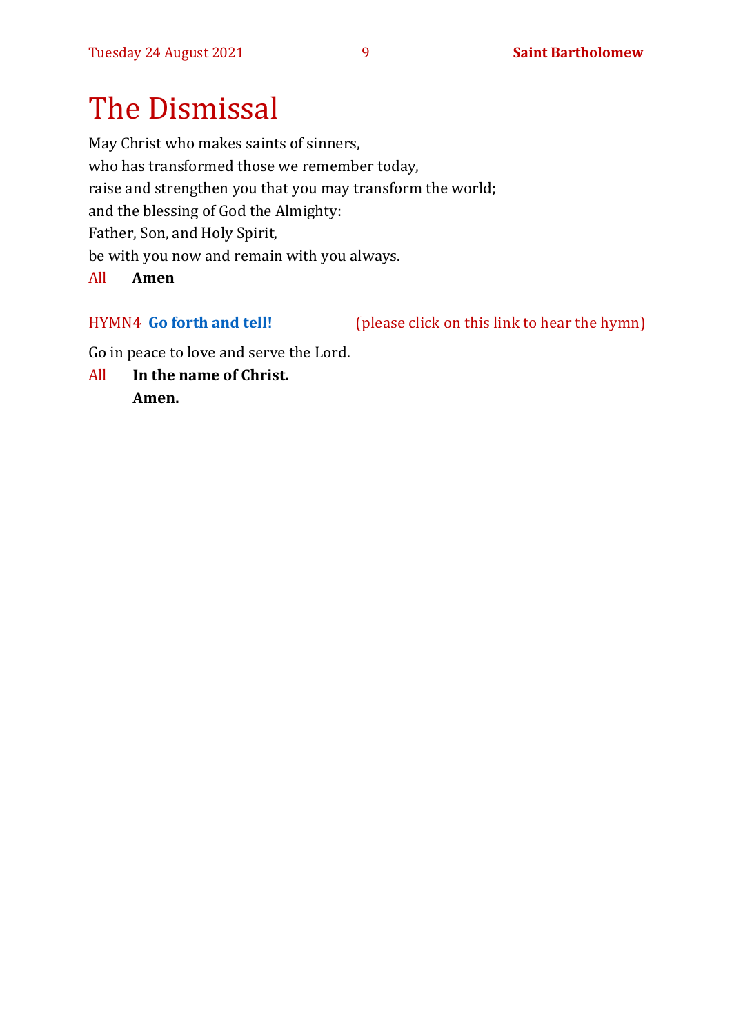# The Dismissal

May Christ who makes saints of sinners,
who has transformed those we remember today,
raise and strengthen you that you may transform the world;
and the blessing of God the Almighty:
Father, Son, and Holy Spirit,
be with you now and remain with you always.

All **Amen**

HYMN4 **Go forth and tell!** (please click on this link to hear the hymn)

Go in peace to love and serve the Lord.

All **In the name of Christ.**
**Amen.**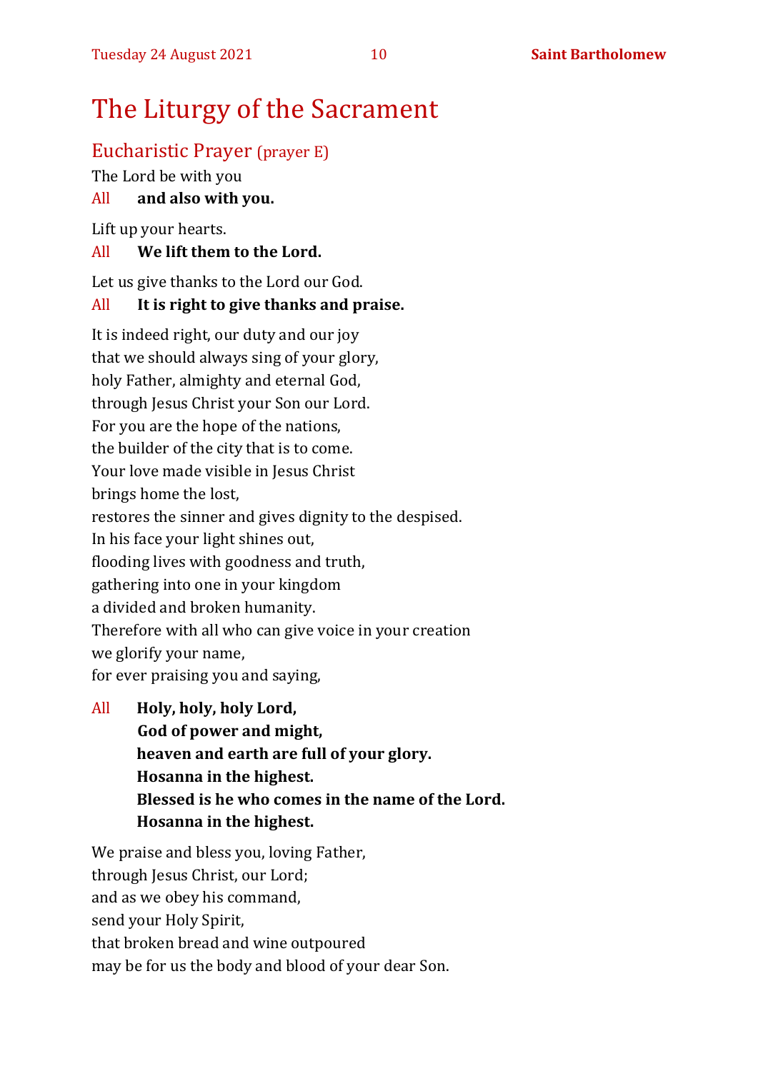# The Liturgy of the Sacrament

## Eucharistic Prayer (prayer E)

The Lord be with you

All **and also with you.**

Lift up your hearts.

All **We lift them to the Lord.**

Let us give thanks to the Lord our God.

All **It is right to give thanks and praise.**

It is indeed right, our duty and our joy
that we should always sing of your glory,
holy Father, almighty and eternal God,
through Jesus Christ your Son our Lord.
For you are the hope of the nations,
the builder of the city that is to come.
Your love made visible in Jesus Christ
brings home the lost,
restores the sinner and gives dignity to the despised.
In his face your light shines out,
flooding lives with goodness and truth,
gathering into one in your kingdom
a divided and broken humanity.
Therefore with all who can give voice in your creation
we glorify your name,
for ever praising you and saying,

All **Holy, holy, holy Lord,**
**God of power and might,**
**heaven and earth are full of your glory.**
**Hosanna in the highest.**
**Blessed is he who comes in the name of the Lord.**
**Hosanna in the highest.**

We praise and bless you, loving Father,
through Jesus Christ, our Lord;
and as we obey his command,
send your Holy Spirit,
that broken bread and wine outpoured
may be for us the body and blood of your dear Son.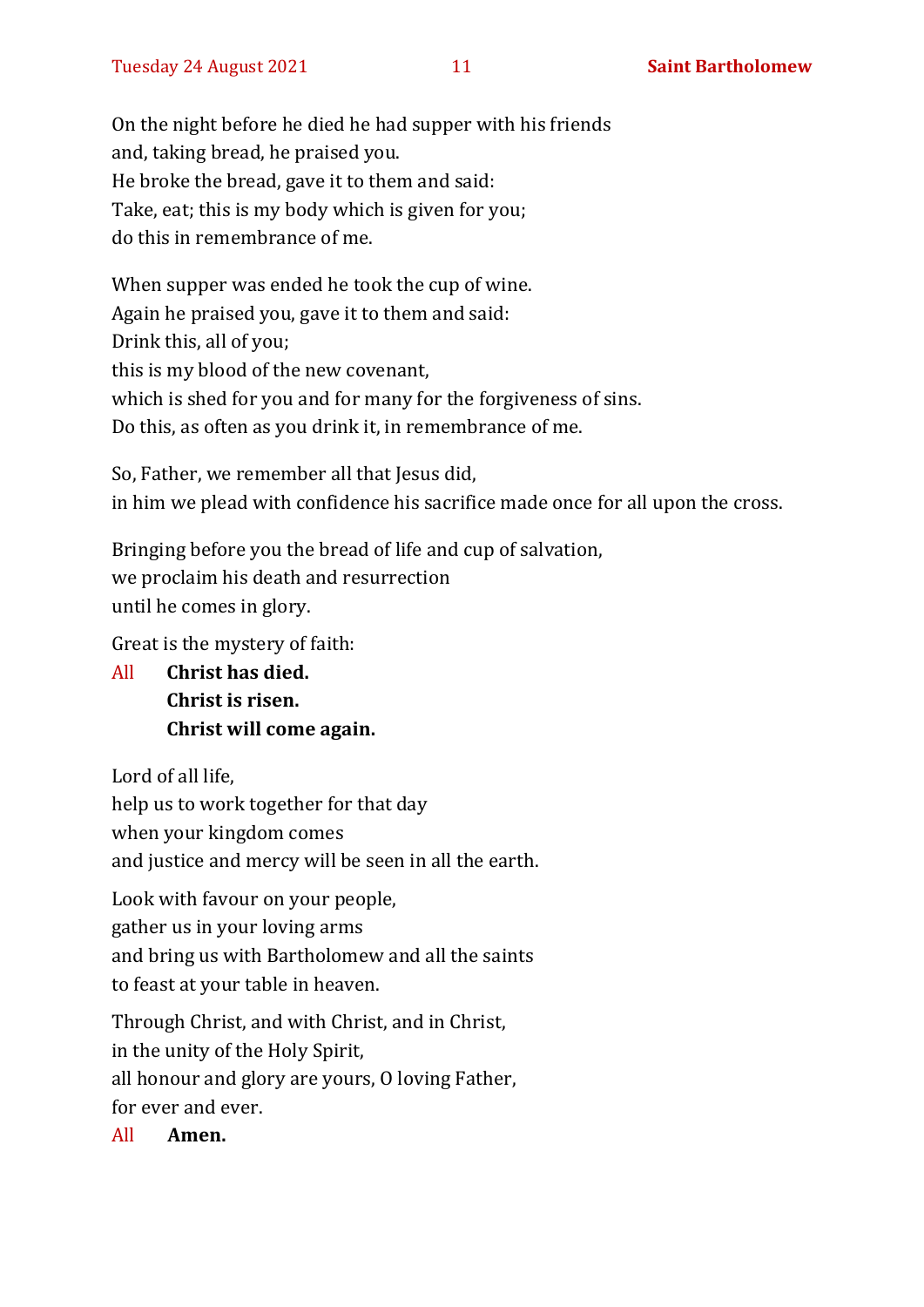On the night before he died he had supper with his friends
and, taking bread, he praised you.
He broke the bread, gave it to them and said:
Take, eat; this is my body which is given for you;
do this in remembrance of me.

When supper was ended he took the cup of wine.
Again he praised you, gave it to them and said:
Drink this, all of you;
this is my blood of the new covenant,
which is shed for you and for many for the forgiveness of sins.
Do this, as often as you drink it, in remembrance of me.

So, Father, we remember all that Jesus did,
in him we plead with confidence his sacrifice made once for all upon the cross.

Bringing before you the bread of life and cup of salvation,
we proclaim his death and resurrection
until he comes in glory.

Great is the mystery of faith:

All **Christ has died.**
**Christ is risen.**
**Christ will come again.**

Lord of all life,
help us to work together for that day
when your kingdom comes
and justice and mercy will be seen in all the earth.

Look with favour on your people,
gather us in your loving arms
and bring us with Bartholomew and all the saints
to feast at your table in heaven.

Through Christ, and with Christ, and in Christ,
in the unity of the Holy Spirit,
all honour and glory are yours, O loving Father,
for ever and ever.

All **Amen.**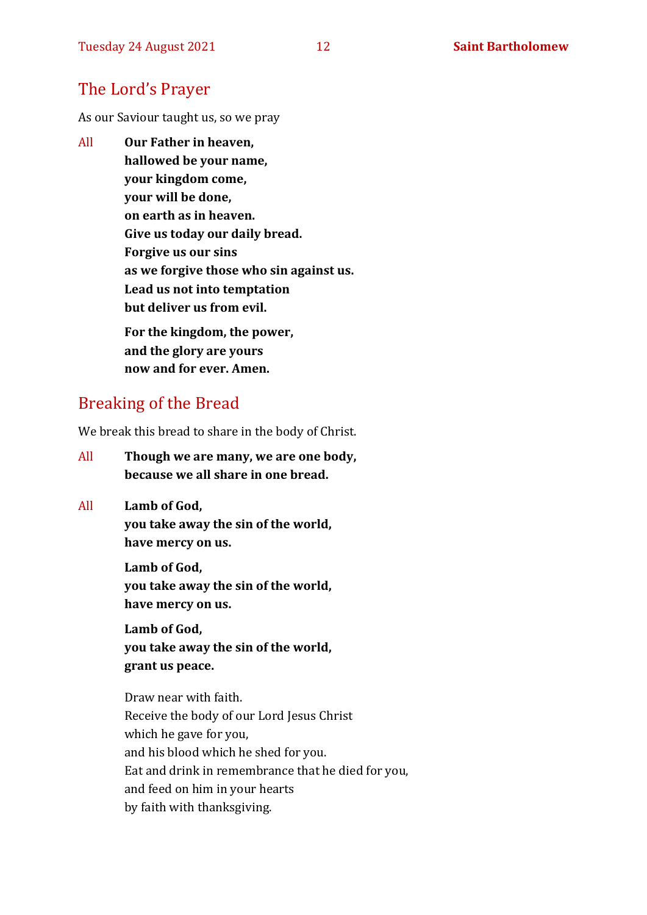## The Lord's Prayer

As our Saviour taught us, so we pray

All **Our Father in heaven,**
**hallowed be your name,**
**your kingdom come,**
**your will be done,**
**on earth as in heaven.**
**Give us today our daily bread.**
**Forgive us our sins**
**as we forgive those who sin against us.**
**Lead us not into temptation**
**but deliver us from evil.**

**For the kingdom, the power,**
**and the glory are yours**
**now and for ever. Amen.**

## Breaking of the Bread

We break this bread to share in the body of Christ.

All **Though we are many, we are one body,**
**because we all share in one bread.**

All **Lamb of God,**
**you take away the sin of the world,**
**have mercy on us.**

**Lamb of God,**
**you take away the sin of the world,**
**have mercy on us.**

**Lamb of God,**
**you take away the sin of the world,**
**grant us peace.**

Draw near with faith.
Receive the body of our Lord Jesus Christ
which he gave for you,
and his blood which he shed for you.
Eat and drink in remembrance that he died for you,
and feed on him in your hearts
by faith with thanksgiving.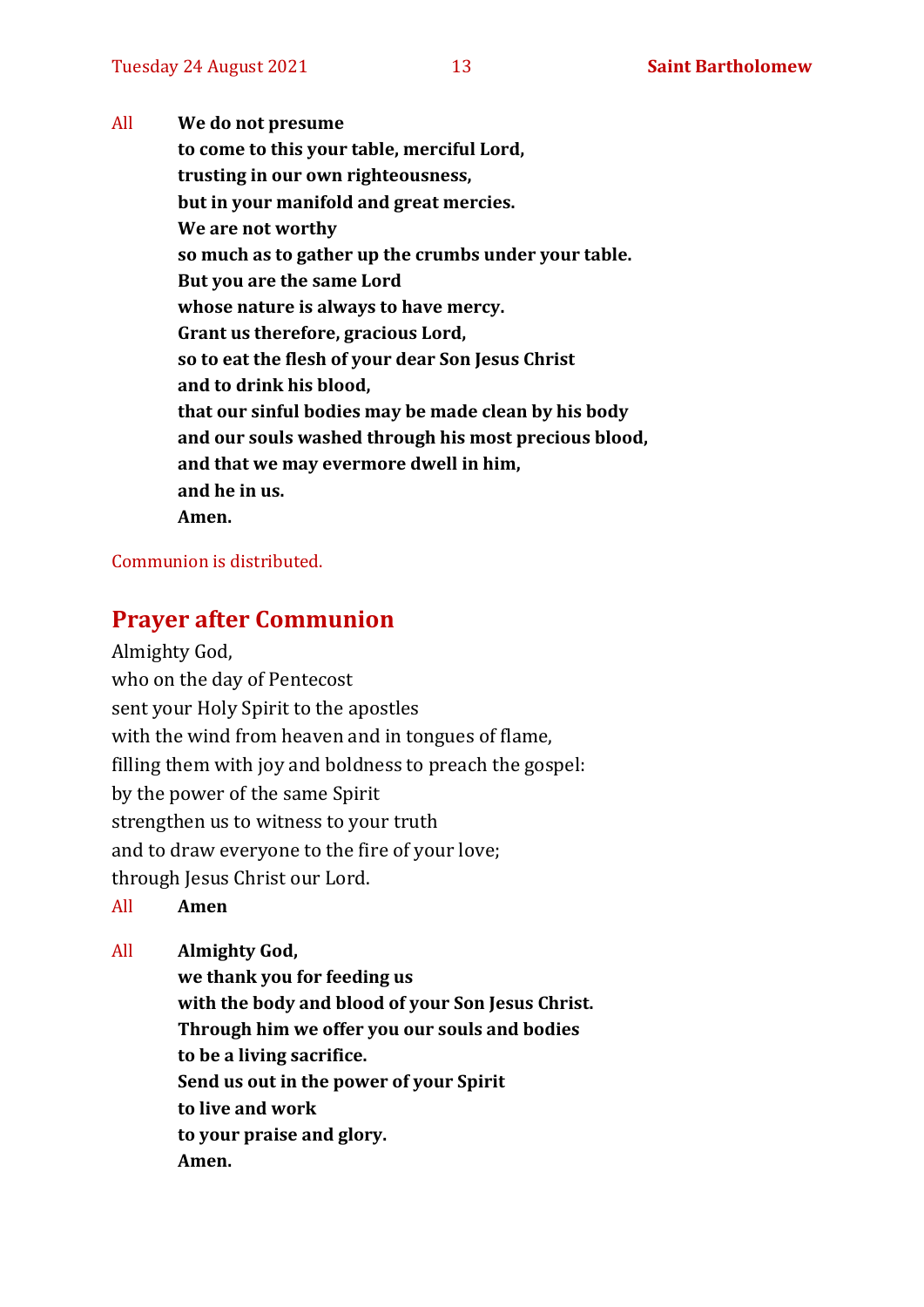All **We do not presume**
**to come to this your table, merciful Lord,**
**trusting in our own righteousness,**
**but in your manifold and great mercies.**
**We are not worthy**
**so much as to gather up the crumbs under your table.**
**But you are the same Lord**
**whose nature is always to have mercy.**
**Grant us therefore, gracious Lord,**
**so to eat the flesh of your dear Son Jesus Christ**
**and to drink his blood,**
**that our sinful bodies may be made clean by his body**
**and our souls washed through his most precious blood,**
**and that we may evermore dwell in him,**
**and he in us.**
**Amen.**

Communion is distributed.

## Prayer after Communion

Almighty God,
who on the day of Pentecost
sent your Holy Spirit to the apostles
with the wind from heaven and in tongues of flame,
filling them with joy and boldness to preach the gospel:
by the power of the same Spirit
strengthen us to witness to your truth
and to draw everyone to the fire of your love;
through Jesus Christ our Lord.

All **Amen**

All **Almighty God,**
**we thank you for feeding us**
**with the body and blood of your Son Jesus Christ.**
**Through him we offer you our souls and bodies**
**to be a living sacrifice.**
**Send us out in the power of your Spirit**
**to live and work**
**to your praise and glory.**
**Amen.**